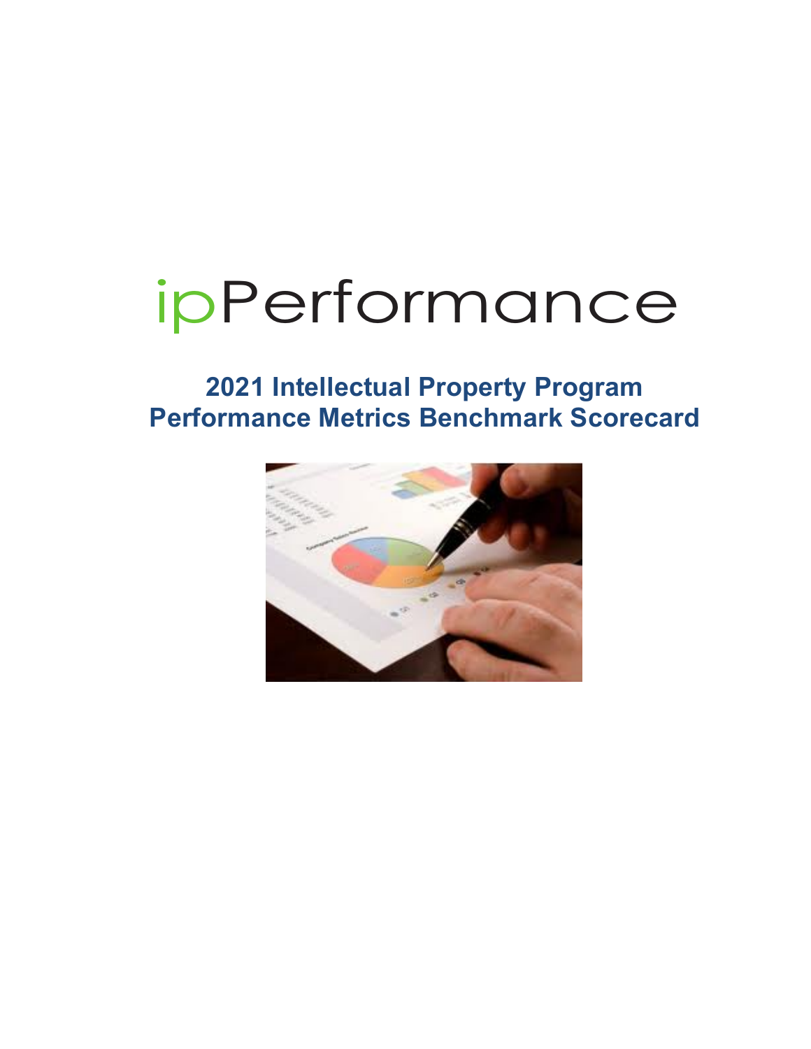# ipPerformance

## 2021 Intellectual Property Program Performance Metrics Benchmark Scorecard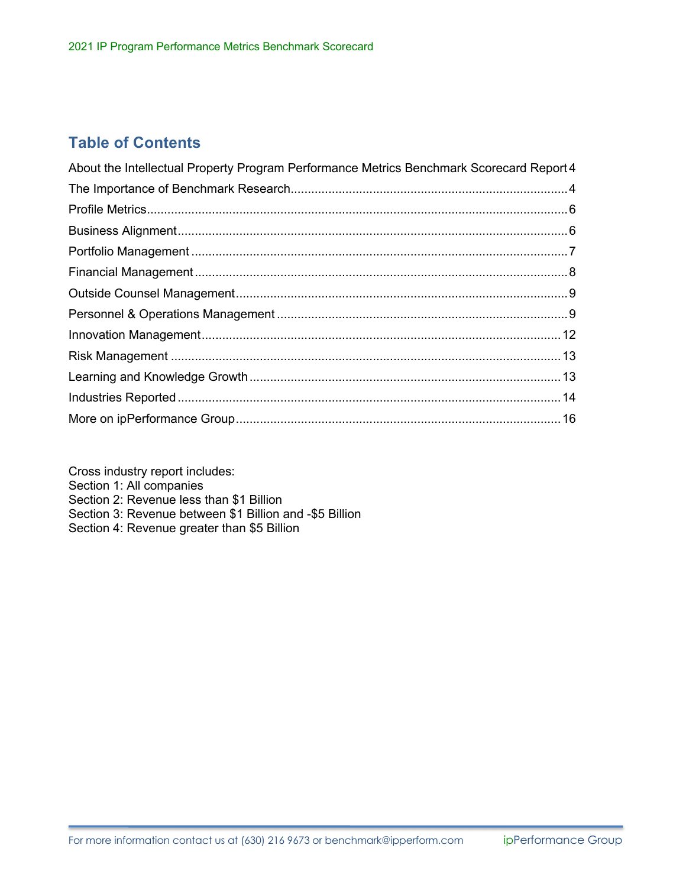## Table of Contents

About the Intellectual Property Program Performance Metrics Benchmark Scorecard Report 4

The Importance of Benchmark Research 4

Profile Metrics 6

Business Alignment 6

Portfolio Management 7

Financial Management 8

Outside Counsel Management 9

Personnel & Operations Management 9

Innovation Management 12

Risk Management 13

Learning and Knowledge Growth 13

Industries Reported 14

More on ipPerformance Group 16

Cross industry report includes:
Section 1: All companies
Section 2: Revenue less than $1 Billion
Section 3: Revenue between $1 Billion and -$5 Billion
Section 4: Revenue greater than $5 Billion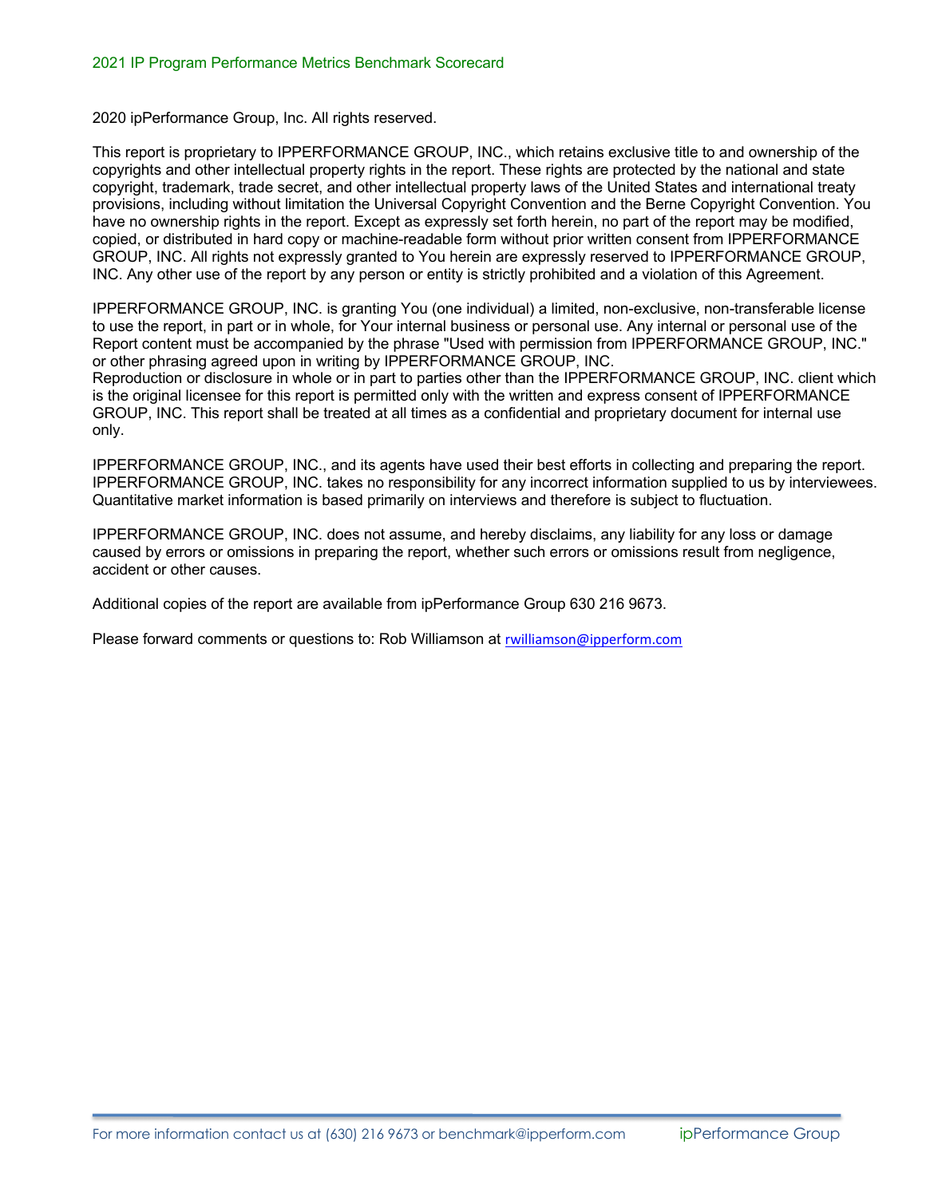2020 ipPerformance Group, Inc. All rights reserved.

This report is proprietary to IPPERFORMANCE GROUP, INC., which retains exclusive title to and ownership of the copyrights and other intellectual property rights in the report. These rights are protected by the national and state copyright, trademark, trade secret, and other intellectual property laws of the United States and international treaty provisions, including without limitation the Universal Copyright Convention and the Berne Copyright Convention. You have no ownership rights in the report. Except as expressly set forth herein, no part of the report may be modified, copied, or distributed in hard copy or machine-readable form without prior written consent from IPPERFORMANCE GROUP, INC. All rights not expressly granted to You herein are expressly reserved to IPPERFORMANCE GROUP, INC. Any other use of the report by any person or entity is strictly prohibited and a violation of this Agreement.

IPPERFORMANCE GROUP, INC. is granting You (one individual) a limited, non-exclusive, non-transferable license to use the report, in part or in whole, for Your internal business or personal use. Any internal or personal use of the Report content must be accompanied by the phrase "Used with permission from IPPERFORMANCE GROUP, INC." or other phrasing agreed upon in writing by IPPERFORMANCE GROUP, INC.
Reproduction or disclosure in whole or in part to parties other than the IPPERFORMANCE GROUP, INC. client which is the original licensee for this report is permitted only with the written and express consent of IPPERFORMANCE GROUP, INC. This report shall be treated at all times as a confidential and proprietary document for internal use only.

IPPERFORMANCE GROUP, INC., and its agents have used their best efforts in collecting and preparing the report. IPPERFORMANCE GROUP, INC. takes no responsibility for any incorrect information supplied to us by interviewees. Quantitative market information is based primarily on interviews and therefore is subject to fluctuation.

IPPERFORMANCE GROUP, INC. does not assume, and hereby disclaims, any liability for any loss or damage caused by errors or omissions in preparing the report, whether such errors or omissions result from negligence, accident or other causes.

Additional copies of the report are available from ipPerformance Group 630 216 9673.

Please forward comments or questions to: Rob Williamson at rwilliamson@ipperform.com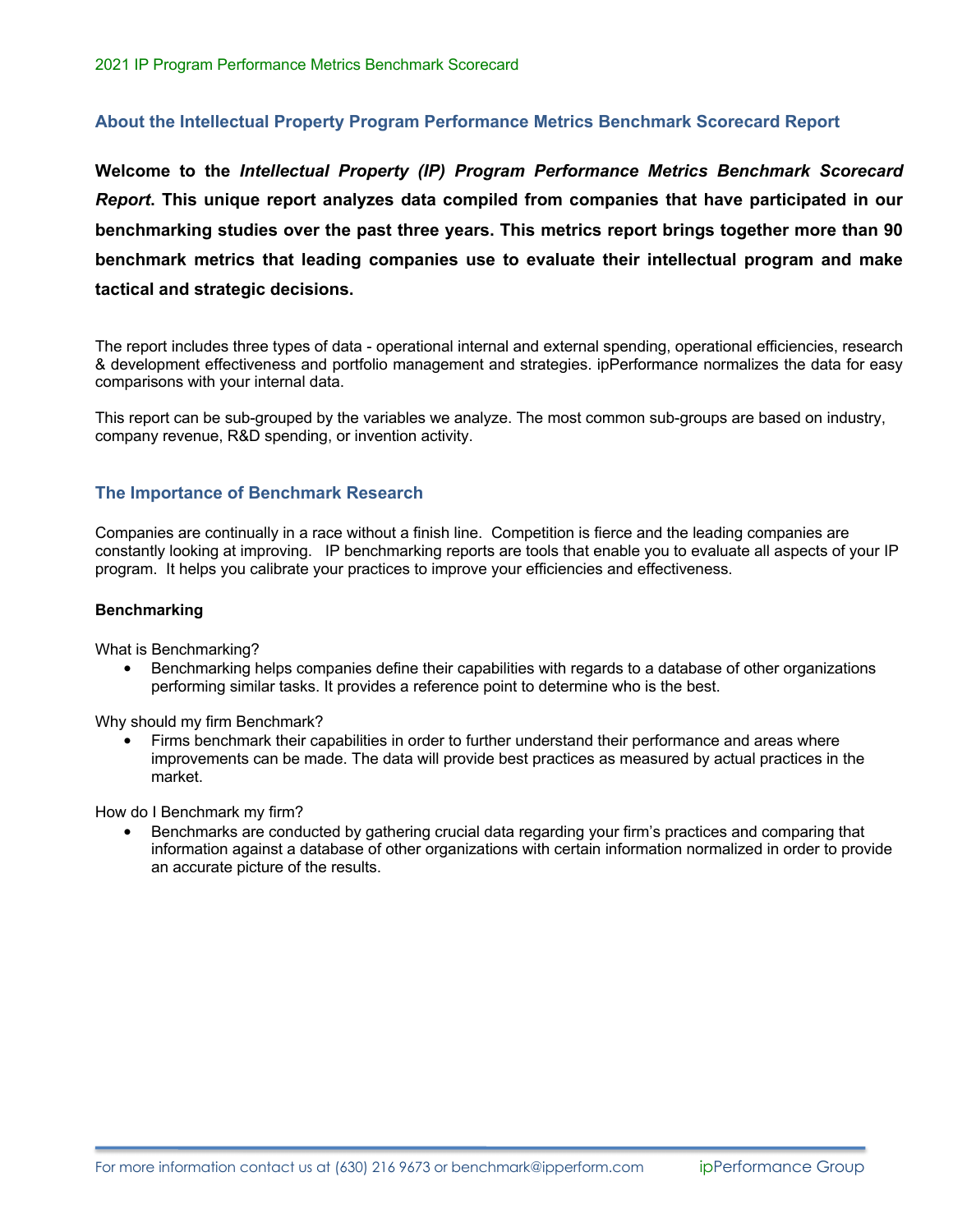## About the Intellectual Property Program Performance Metrics Benchmark Scorecard Report

**Welcome to the *Intellectual Property (IP) Program Performance Metrics Benchmark Scorecard Report*. This unique report analyzes data compiled from companies that have participated in our benchmarking studies over the past three years. This metrics report brings together more than 90 benchmark metrics that leading companies use to evaluate their intellectual program and make tactical and strategic decisions.**

The report includes three types of data - operational internal and external spending, operational efficiencies, research & development effectiveness and portfolio management and strategies. ipPerformance normalizes the data for easy comparisons with your internal data.

This report can be sub-grouped by the variables we analyze. The most common sub-groups are based on industry, company revenue, R&D spending, or invention activity.

## The Importance of Benchmark Research

Companies are continually in a race without a finish line. Competition is fierce and the leading companies are constantly looking at improving. IP benchmarking reports are tools that enable you to evaluate all aspects of your IP program. It helps you calibrate your practices to improve your efficiencies and effectiveness.

### Benchmarking

What is Benchmarking?

- Benchmarking helps companies define their capabilities with regards to a database of other organizations performing similar tasks. It provides a reference point to determine who is the best.

Why should my firm Benchmark?

- Firms benchmark their capabilities in order to further understand their performance and areas where improvements can be made. The data will provide best practices as measured by actual practices in the market.

How do I Benchmark my firm?

- Benchmarks are conducted by gathering crucial data regarding your firm's practices and comparing that information against a database of other organizations with certain information normalized in order to provide an accurate picture of the results.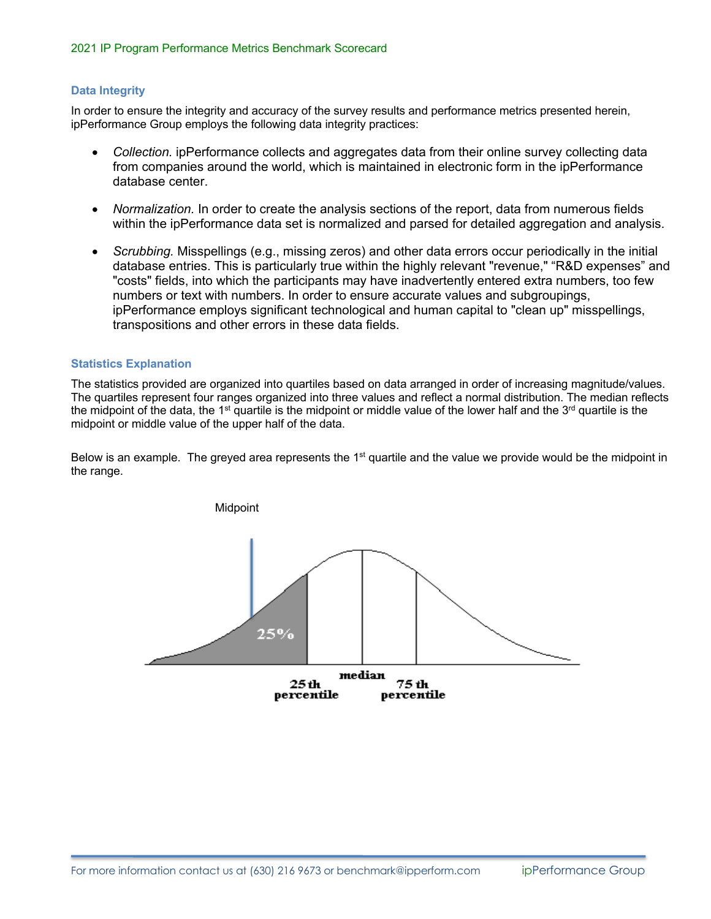## Data Integrity

In order to ensure the integrity and accuracy of the survey results and performance metrics presented herein, ipPerformance Group employs the following data integrity practices:

- *Collection.* ipPerformance collects and aggregates data from their online survey collecting data from companies around the world, which is maintained in electronic form in the ipPerformance database center.
- *Normalization.* In order to create the analysis sections of the report, data from numerous fields within the ipPerformance data set is normalized and parsed for detailed aggregation and analysis.
- *Scrubbing.* Misspellings (e.g., missing zeros) and other data errors occur periodically in the initial database entries. This is particularly true within the highly relevant "revenue," "R&D expenses" and "costs" fields, into which the participants may have inadvertently entered extra numbers, too few numbers or text with numbers. In order to ensure accurate values and subgroupings, ipPerformance employs significant technological and human capital to "clean up" misspellings, transpositions and other errors in these data fields.

## Statistics Explanation

The statistics provided are organized into quartiles based on data arranged in order of increasing magnitude/values. The quartiles represent four ranges organized into three values and reflect a normal distribution. The median reflects the midpoint of the data, the 1st quartile is the midpoint or middle value of the lower half and the 3rd quartile is the midpoint or middle value of the upper half of the data.

Below is an example. The greyed area represents the 1st quartile and the value we provide would be the midpoint in the range.

Midpoint

25%

25 th percentile

median

75 th percentile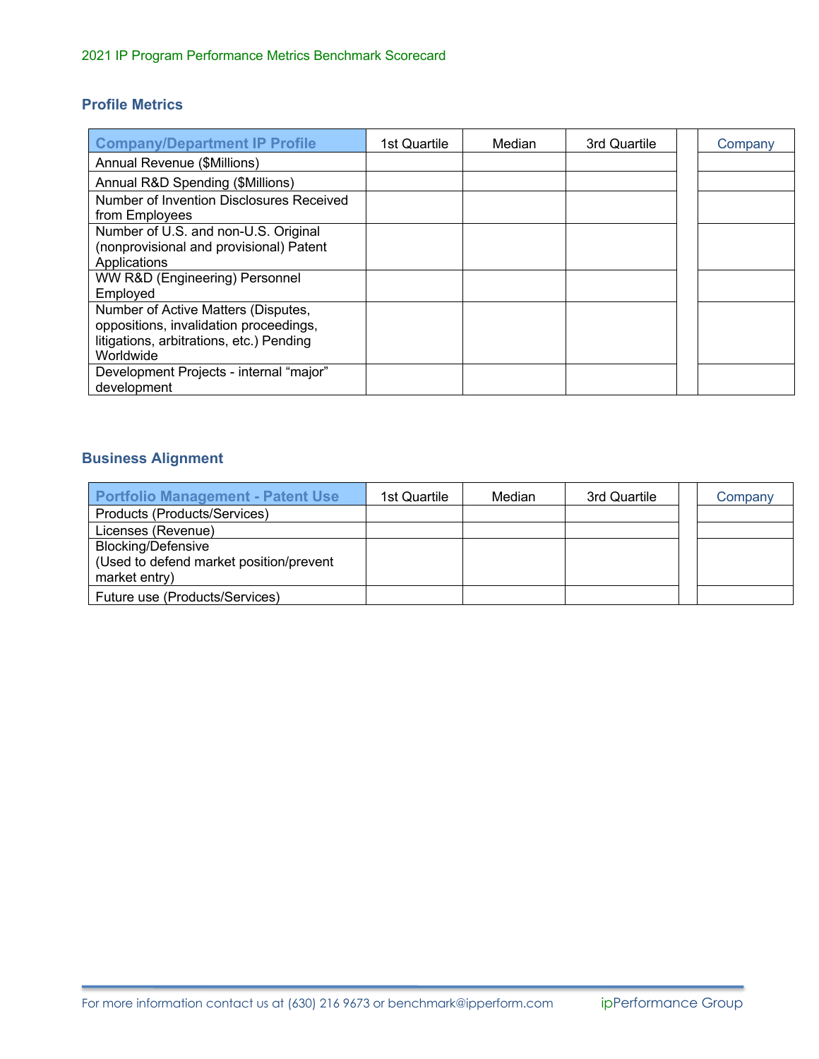2021 IP Program Performance Metrics Benchmark Scorecard

## Profile Metrics

| Company/Department IP Profile | 1st Quartile | Median | 3rd Quartile | | Company |
|---|---|---|---|---|---|
| Annual Revenue ($Millions) | | | | | |
| Annual R&D Spending ($Millions) | | | | | |
| Number of Invention Disclosures Received from Employees | | | | | |
| Number of U.S. and non-U.S. Original (nonprovisional and provisional) Patent Applications | | | | | |
| WW R&D (Engineering) Personnel Employed | | | | | |
| Number of Active Matters (Disputes, oppositions, invalidation proceedings, litigations, arbitrations, etc.) Pending Worldwide | | | | | |
| Development Projects - internal “major” development | | | | | |

## Business Alignment

| Portfolio Management - Patent Use | 1st Quartile | Median | 3rd Quartile | | Company |
|---|---|---|---|---|---|
| Products (Products/Services) | | | | | |
| Licenses (Revenue) | | | | | |
| Blocking/Defensive (Used to defend market position/prevent market entry) | | | | | |
| Future use (Products/Services) | | | | | |

For more information contact us at (630) 216 9673 or benchmark@ipperform.com ipPerformance Group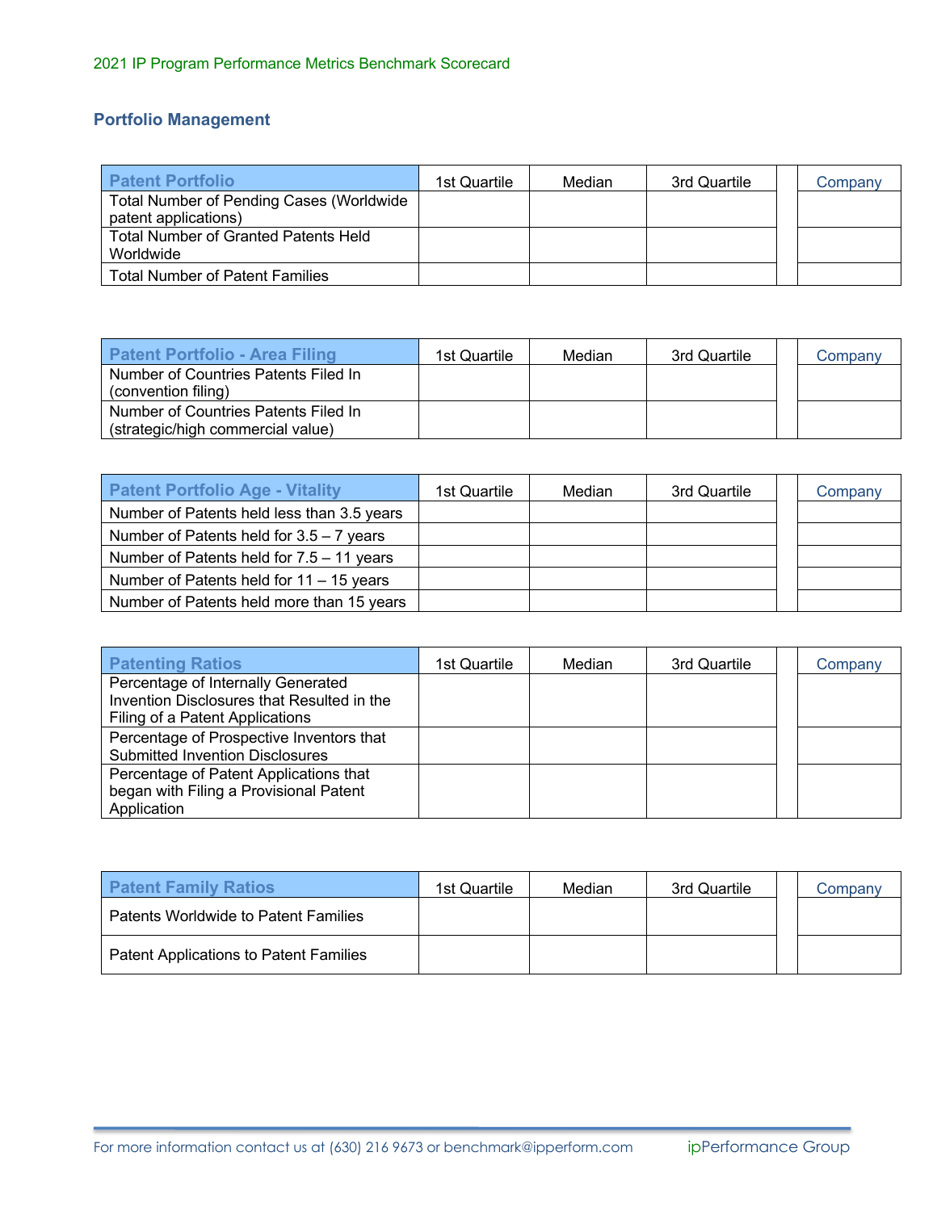2021 IP Program Performance Metrics Benchmark Scorecard

## Portfolio Management

| Patent Portfolio | 1st Quartile | Median | 3rd Quartile | | Company |
|---|---|---|---|---|---|
| Total Number of Pending Cases (Worldwide patent applications) | | | | | |
| Total Number of Granted Patents Held Worldwide | | | | | |
| Total Number of Patent Families | | | | | |

| Patent Portfolio - Area Filing | 1st Quartile | Median | 3rd Quartile | | Company |
|---|---|---|---|---|---|
| Number of Countries Patents Filed In (convention filing) | | | | | |
| Number of Countries Patents Filed In (strategic/high commercial value) | | | | | |

| Patent Portfolio Age - Vitality | 1st Quartile | Median | 3rd Quartile | | Company |
|---|---|---|---|---|---|
| Number of Patents held less than 3.5 years | | | | | |
| Number of Patents held for 3.5 – 7 years | | | | | |
| Number of Patents held for 7.5 – 11 years | | | | | |
| Number of Patents held for 11 – 15 years | | | | | |
| Number of Patents held more than 15 years | | | | | |

| Patenting Ratios | 1st Quartile | Median | 3rd Quartile | | Company |
|---|---|---|---|---|---|
| Percentage of Internally Generated Invention Disclosures that Resulted in the Filing of a Patent Applications | | | | | |
| Percentage of Prospective Inventors that Submitted Invention Disclosures | | | | | |
| Percentage of Patent Applications that began with Filing a Provisional Patent Application | | | | | |

| Patent Family Ratios | 1st Quartile | Median | 3rd Quartile | | Company |
|---|---|---|---|---|---|
| Patents Worldwide to Patent Families | | | | | |
| Patent Applications to Patent Families | | | | | |

For more information contact us at (630) 216 9673 or benchmark@ipperform.com ipPerformance Group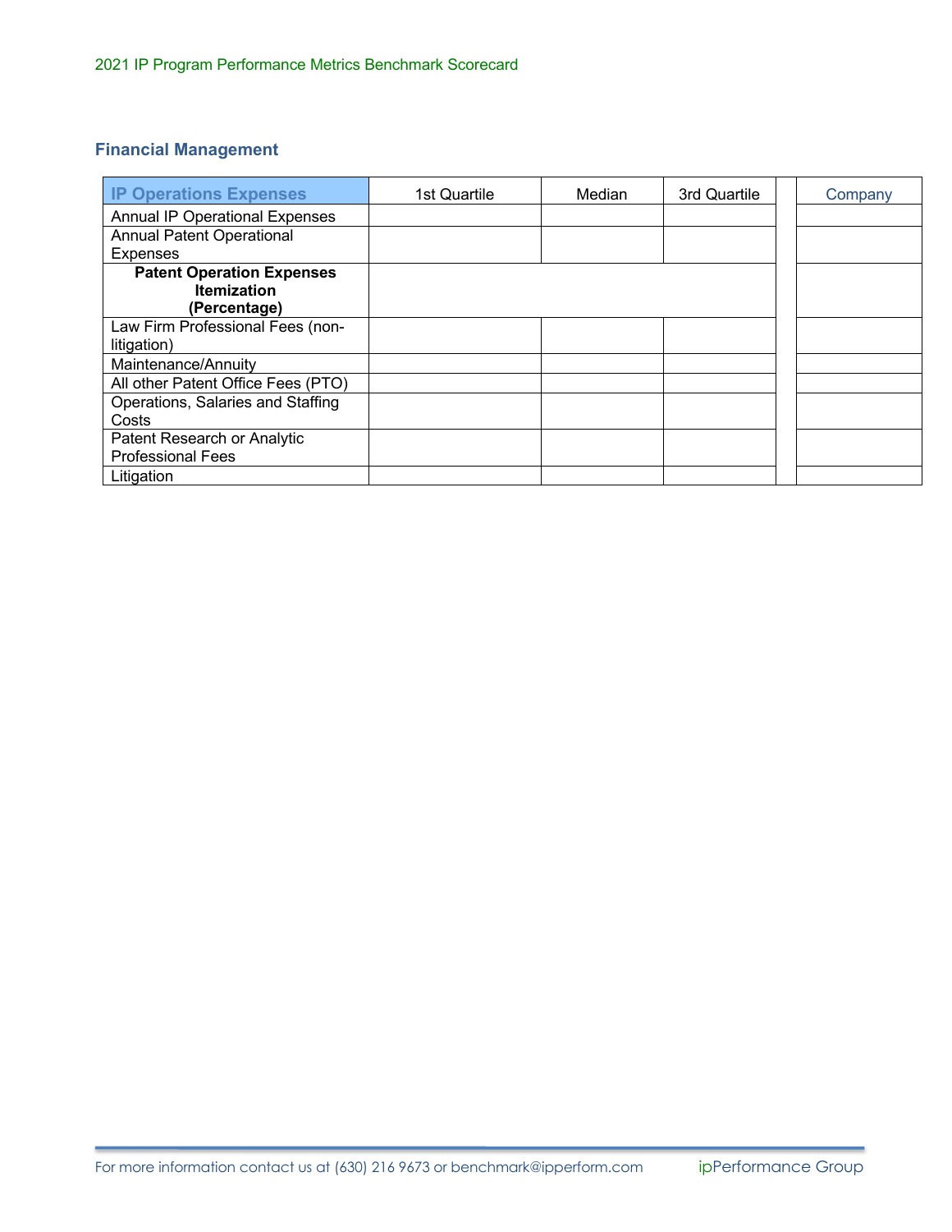## Financial Management

| IP Operations Expenses | 1st Quartile | Median | 3rd Quartile | | Company |
|---|---|---|---|---|---|
| Annual IP Operational Expenses | | | | | |
| Annual Patent Operational Expenses | | | | | |
| **Patent Operation Expenses Itemization (Percentage)** | | | | | |
| Law Firm Professional Fees (non-litigation) | | | | | |
| Maintenance/Annuity | | | | | |
| All other Patent Office Fees (PTO) | | | | | |
| Operations, Salaries and Staffing Costs | | | | | |
| Patent Research or Analytic Professional Fees | | | | | |
| Litigation | | | | | |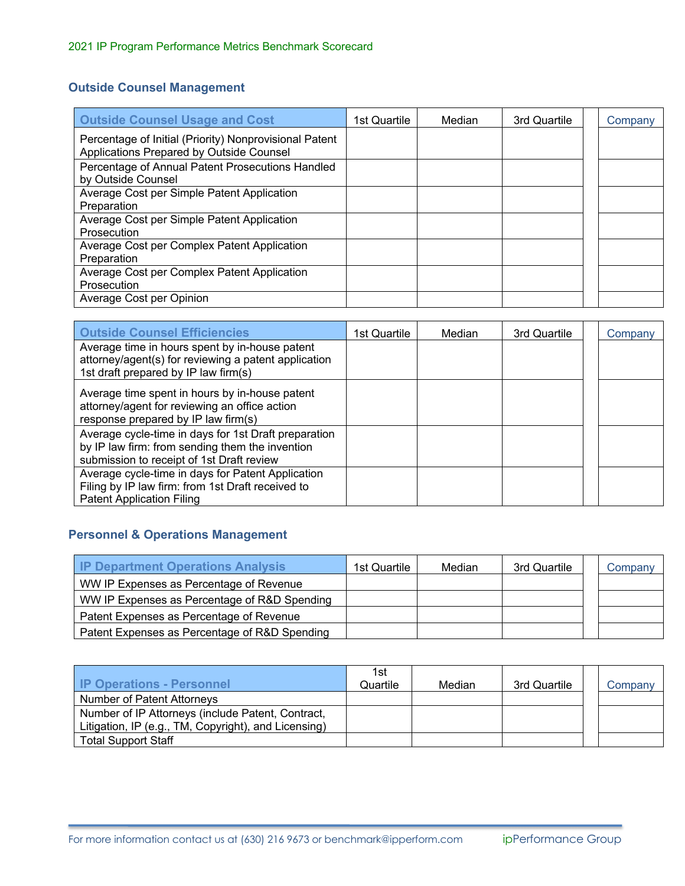2021 IP Program Performance Metrics Benchmark Scorecard

## Outside Counsel Management

| Outside Counsel Usage and Cost | 1st Quartile | Median | 3rd Quartile | | Company |
|---|---|---|---|---|---|
| Percentage of Initial (Priority) Nonprovisional Patent Applications Prepared by Outside Counsel | | | | | |
| Percentage of Annual Patent Prosecutions Handled by Outside Counsel | | | | | |
| Average Cost per Simple Patent Application Preparation | | | | | |
| Average Cost per Simple Patent Application Prosecution | | | | | |
| Average Cost per Complex Patent Application Preparation | | | | | |
| Average Cost per Complex Patent Application Prosecution | | | | | |
| Average Cost per Opinion | | | | | |

| Outside Counsel Efficiencies | 1st Quartile | Median | 3rd Quartile | | Company |
|---|---|---|---|---|---|
| Average time in hours spent by in-house patent attorney/agent(s) for reviewing a patent application 1st draft prepared by IP law firm(s) | | | | | |
| Average time spent in hours by in-house patent attorney/agent for reviewing an office action response prepared by IP law firm(s) | | | | | |
| Average cycle-time in days for 1st Draft preparation by IP law firm: from sending them the invention submission to receipt of 1st Draft review | | | | | |
| Average cycle-time in days for Patent Application Filing by IP law firm: from 1st Draft received to Patent Application Filing | | | | | |

## Personnel & Operations Management

| IP Department Operations Analysis | 1st Quartile | Median | 3rd Quartile | | Company |
|---|---|---|---|---|---|
| WW IP Expenses as Percentage of Revenue | | | | | |
| WW IP Expenses as Percentage of R&D Spending | | | | | |
| Patent Expenses as Percentage of Revenue | | | | | |
| Patent Expenses as Percentage of R&D Spending | | | | | |

| IP Operations - Personnel | 1st Quartile | Median | 3rd Quartile | | Company |
|---|---|---|---|---|---|
| Number of Patent Attorneys | | | | | |
| Number of IP Attorneys (include Patent, Contract, Litigation, IP (e.g., TM, Copyright), and Licensing) | | | | | |
| Total Support Staff | | | | | |

For more information contact us at (630) 216 9673 or benchmark@ipperform.com — ipPerformance Group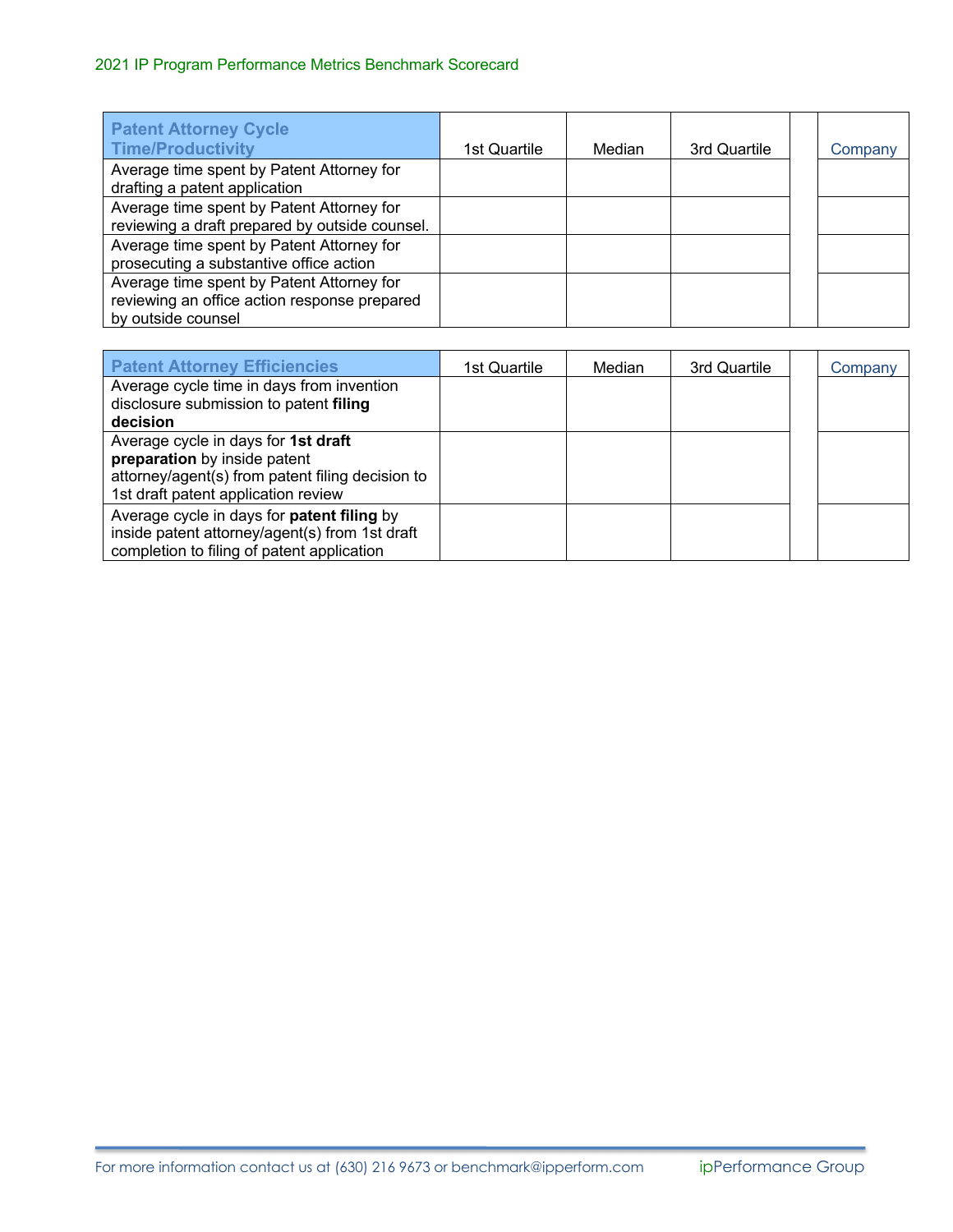| Patent Attorney Cycle Time/Productivity | 1st Quartile | Median | 3rd Quartile | | Company |
|---|---|---|---|---|---|
| Average time spent by Patent Attorney for drafting a patent application | | | | | |
| Average time spent by Patent Attorney for reviewing a draft prepared by outside counsel. | | | | | |
| Average time spent by Patent Attorney for prosecuting a substantive office action | | | | | |
| Average time spent by Patent Attorney for reviewing an office action response prepared by outside counsel | | | | | |

| Patent Attorney Efficiencies | 1st Quartile | Median | 3rd Quartile | | Company |
|---|---|---|---|---|---|
| Average cycle time in days from invention disclosure submission to patent **filing decision** | | | | | |
| Average cycle in days for **1st draft preparation** by inside patent attorney/agent(s) from patent filing decision to 1st draft patent application review | | | | | |
| Average cycle in days for **patent filing** by inside patent attorney/agent(s) from 1st draft completion to filing of patent application | | | | | |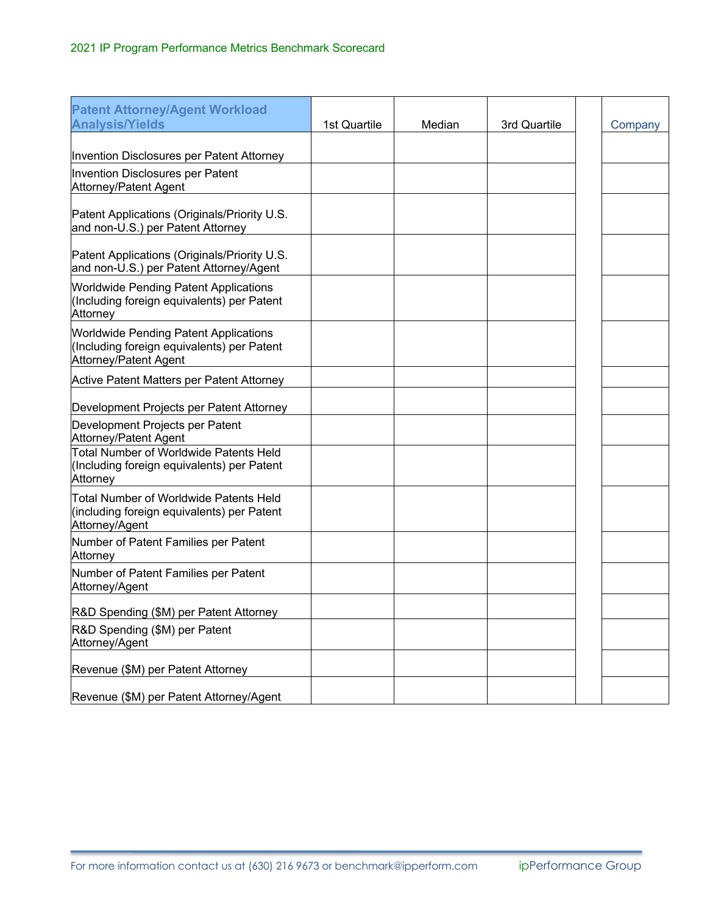2021 IP Program Performance Metrics Benchmark Scorecard

| Patent Attorney/Agent Workload Analysis/Yields | 1st Quartile | Median | 3rd Quartile | | Company |
|---|---|---|---|---|---|
| Invention Disclosures per Patent Attorney | | | | | |
| Invention Disclosures per Patent Attorney/Patent Agent | | | | | |
| Patent Applications (Originals/Priority U.S. and non-U.S.) per Patent Attorney | | | | | |
| Patent Applications (Originals/Priority U.S. and non-U.S.) per Patent Attorney/Agent | | | | | |
| Worldwide Pending Patent Applications (Including foreign equivalents) per Patent Attorney | | | | | |
| Worldwide Pending Patent Applications (Including foreign equivalents) per Patent Attorney/Patent Agent | | | | | |
| Active Patent Matters per Patent Attorney | | | | | |
| Development Projects per Patent Attorney | | | | | |
| Development Projects per Patent Attorney/Patent Agent | | | | | |
| Total Number of Worldwide Patents Held (Including foreign equivalents) per Patent Attorney | | | | | |
| Total Number of Worldwide Patents Held (including foreign equivalents) per Patent Attorney/Agent | | | | | |
| Number of Patent Families per Patent Attorney | | | | | |
| Number of Patent Families per Patent Attorney/Agent | | | | | |
| R&D Spending ($M) per Patent Attorney | | | | | |
| R&D Spending ($M) per Patent Attorney/Agent | | | | | |
| Revenue ($M) per Patent Attorney | | | | | |
| Revenue ($M) per Patent Attorney/Agent | | | | | |

For more information contact us at (630) 216 9673 or benchmark@ipperform.com ipPerformance Group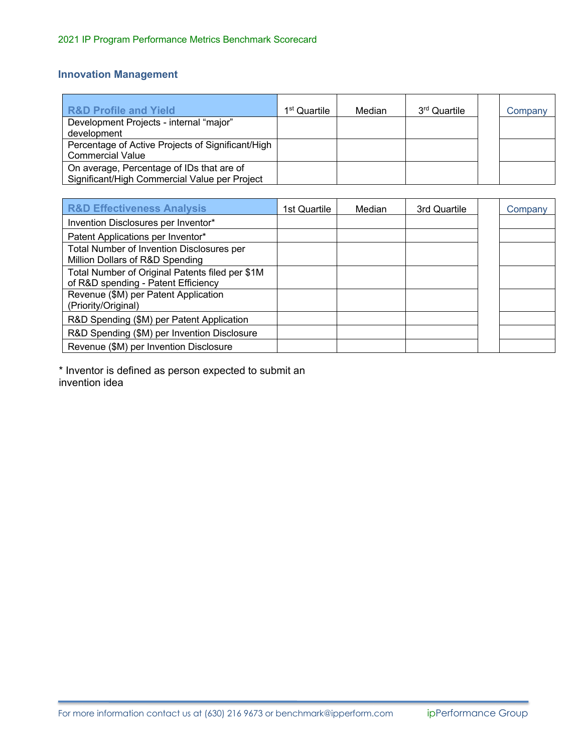2021 IP Program Performance Metrics Benchmark Scorecard

## Innovation Management

| R&D Profile and Yield | 1st Quartile | Median | 3rd Quartile | | Company |
|---|---|---|---|---|---|
| Development Projects - internal “major” development | | | | | |
| Percentage of Active Projects of Significant/High Commercial Value | | | | | |
| On average, Percentage of IDs that are of Significant/High Commercial Value per Project | | | | | |

| R&D Effectiveness Analysis | 1st Quartile | Median | 3rd Quartile | | Company |
|---|---|---|---|---|---|
| Invention Disclosures per Inventor* | | | | | |
| Patent Applications per Inventor* | | | | | |
| Total Number of Invention Disclosures per Million Dollars of R&D Spending | | | | | |
| Total Number of Original Patents filed per $1M of R&D spending - Patent Efficiency | | | | | |
| Revenue ($M) per Patent Application (Priority/Original) | | | | | |
| R&D Spending ($M) per Patent Application | | | | | |
| R&D Spending ($M) per Invention Disclosure | | | | | |
| Revenue ($M) per Invention Disclosure | | | | | |

* Inventor is defined as person expected to submit an invention idea

For more information contact us at (630) 216 9673 or benchmark@ipperform.com ipPerformance Group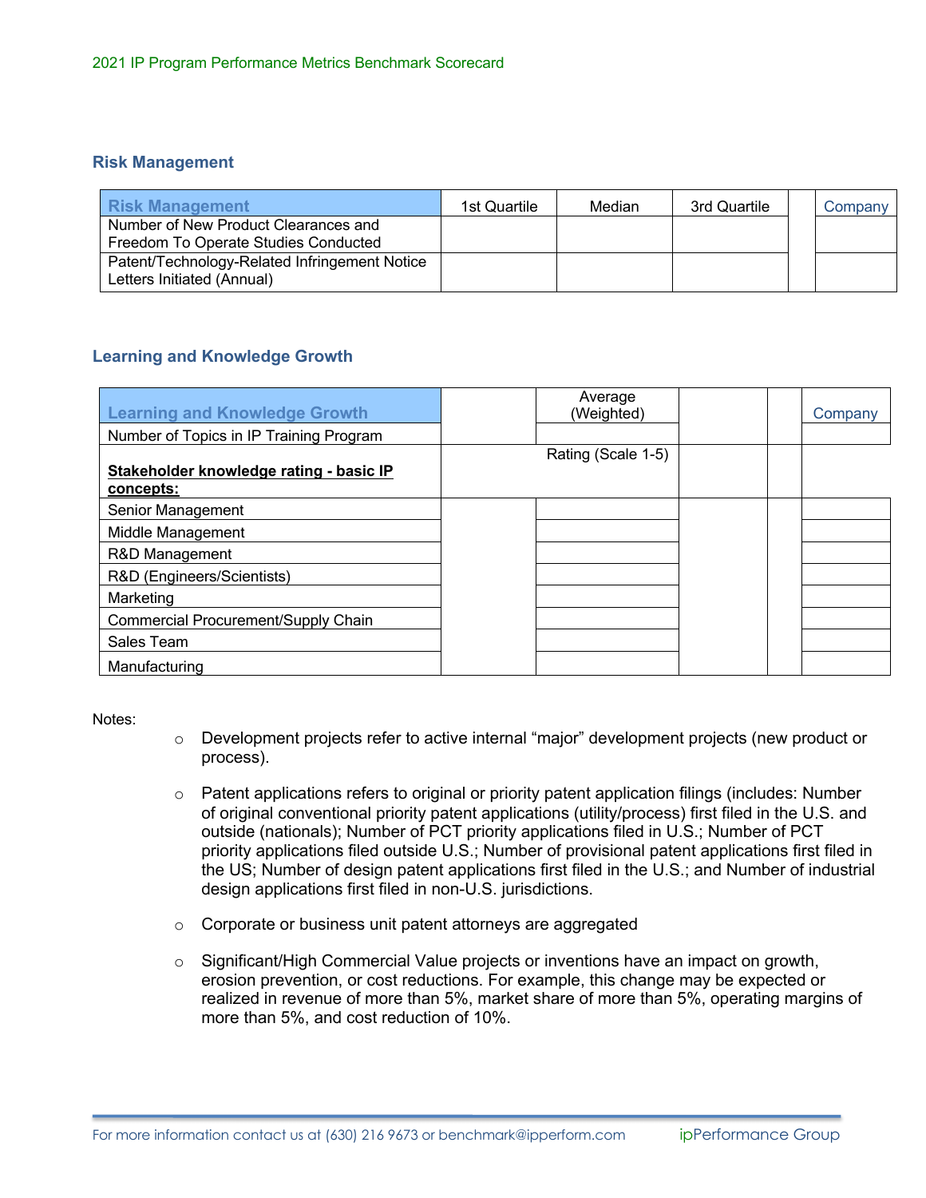## Risk Management

| Risk Management | 1st Quartile | Median | 3rd Quartile | | Company |
|---|---|---|---|---|---|
| Number of New Product Clearances and Freedom To Operate Studies Conducted | | | | | |
| Patent/Technology-Related Infringement Notice Letters Initiated (Annual) | | | | | |

## Learning and Knowledge Growth

| Learning and Knowledge Growth | | Average (Weighted) | | | Company |
|---|---|---|---|---|---|
| Number of Topics in IP Training Program | | | | | |
| **Stakeholder knowledge rating - basic IP concepts:** | | Rating (Scale 1-5) | | | |
| Senior Management | | | | | |
| Middle Management | | | | | |
| R&D Management | | | | | |
| R&D (Engineers/Scientists) | | | | | |
| Marketing | | | | | |
| Commercial Procurement/Supply Chain | | | | | |
| Sales Team | | | | | |
| Manufacturing | | | | | |

Notes:

- Development projects refer to active internal "major" development projects (new product or process).
- Patent applications refers to original or priority patent application filings (includes: Number of original conventional priority patent applications (utility/process) first filed in the U.S. and outside (nationals); Number of PCT priority applications filed in U.S.; Number of PCT priority applications filed outside U.S.; Number of provisional patent applications first filed in the US; Number of design patent applications first filed in the U.S.; and Number of industrial design applications first filed in non-U.S. jurisdictions.
- Corporate or business unit patent attorneys are aggregated
- Significant/High Commercial Value projects or inventions have an impact on growth, erosion prevention, or cost reductions. For example, this change may be expected or realized in revenue of more than 5%, market share of more than 5%, operating margins of more than 5%, and cost reduction of 10%.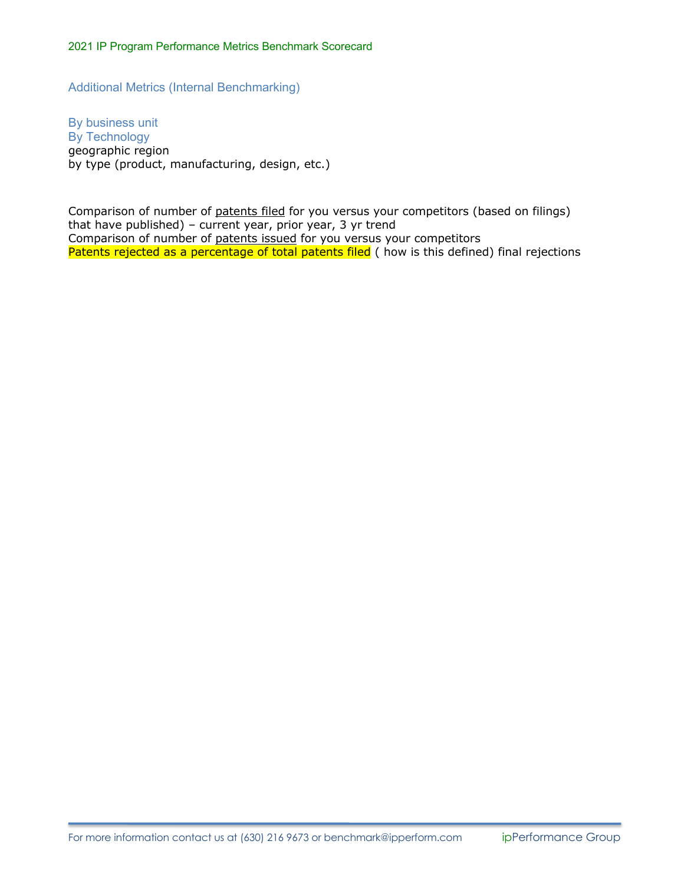## Additional Metrics (Internal Benchmarking)

By business unit
By Technology
geographic region
by type (product, manufacturing, design, etc.)

Comparison of number of patents filed for you versus your competitors (based on filings) that have published) – current year, prior year, 3 yr trend
Comparison of number of patents issued for you versus your competitors
Patents rejected as a percentage of total patents filed ( how is this defined) final rejections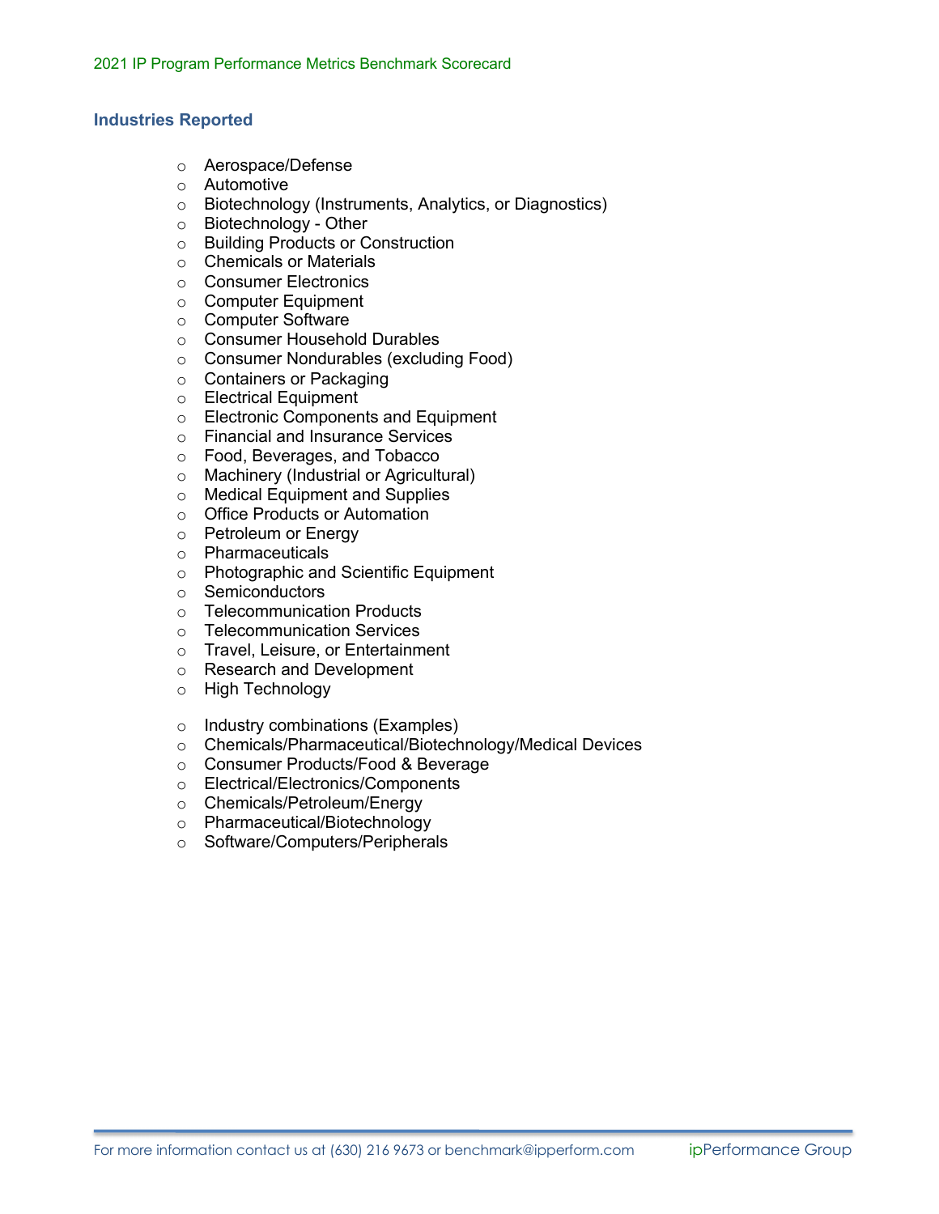## Industries Reported

- Aerospace/Defense
- Automotive
- Biotechnology (Instruments, Analytics, or Diagnostics)
- Biotechnology - Other
- Building Products or Construction
- Chemicals or Materials
- Consumer Electronics
- Computer Equipment
- Computer Software
- Consumer Household Durables
- Consumer Nondurables (excluding Food)
- Containers or Packaging
- Electrical Equipment
- Electronic Components and Equipment
- Financial and Insurance Services
- Food, Beverages, and Tobacco
- Machinery (Industrial or Agricultural)
- Medical Equipment and Supplies
- Office Products or Automation
- Petroleum or Energy
- Pharmaceuticals
- Photographic and Scientific Equipment
- Semiconductors
- Telecommunication Products
- Telecommunication Services
- Travel, Leisure, or Entertainment
- Research and Development
- High Technology

- Industry combinations (Examples)
- Chemicals/Pharmaceutical/Biotechnology/Medical Devices
- Consumer Products/Food & Beverage
- Electrical/Electronics/Components
- Chemicals/Petroleum/Energy
- Pharmaceutical/Biotechnology
- Software/Computers/Peripherals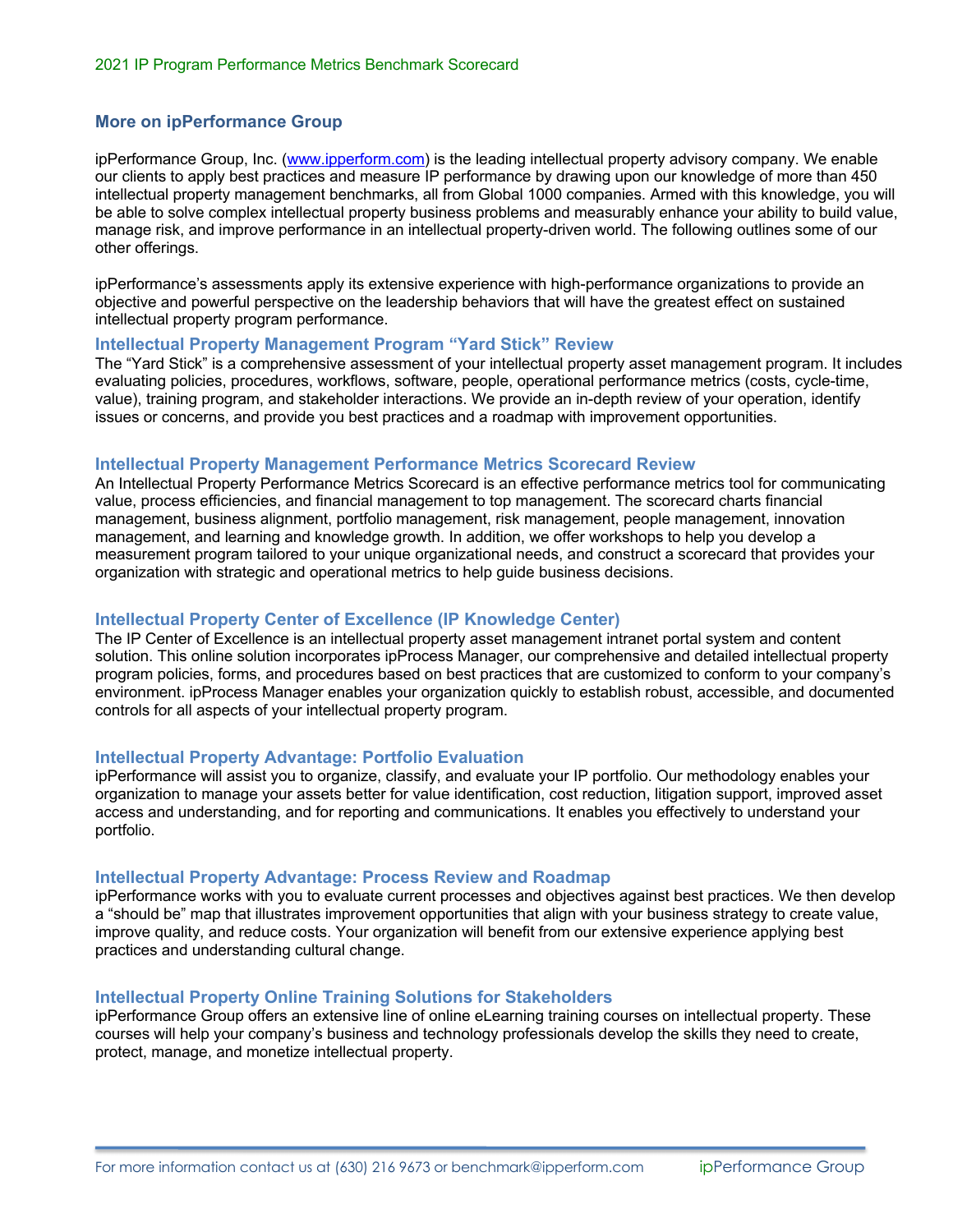## More on ipPerformance Group

ipPerformance Group, Inc. ([www.ipperform.com](http://www.ipperform.com)) is the leading intellectual property advisory company. We enable our clients to apply best practices and measure IP performance by drawing upon our knowledge of more than 450 intellectual property management benchmarks, all from Global 1000 companies. Armed with this knowledge, you will be able to solve complex intellectual property business problems and measurably enhance your ability to build value, manage risk, and improve performance in an intellectual property-driven world. The following outlines some of our other offerings.

ipPerformance's assessments apply its extensive experience with high-performance organizations to provide an objective and powerful perspective on the leadership behaviors that will have the greatest effect on sustained intellectual property program performance.

### Intellectual Property Management Program "Yard Stick" Review

The "Yard Stick" is a comprehensive assessment of your intellectual property asset management program. It includes evaluating policies, procedures, workflows, software, people, operational performance metrics (costs, cycle-time, value), training program, and stakeholder interactions. We provide an in-depth review of your operation, identify issues or concerns, and provide you best practices and a roadmap with improvement opportunities.

### Intellectual Property Management Performance Metrics Scorecard Review

An Intellectual Property Performance Metrics Scorecard is an effective performance metrics tool for communicating value, process efficiencies, and financial management to top management. The scorecard charts financial management, business alignment, portfolio management, risk management, people management, innovation management, and learning and knowledge growth. In addition, we offer workshops to help you develop a measurement program tailored to your unique organizational needs, and construct a scorecard that provides your organization with strategic and operational metrics to help guide business decisions.

### Intellectual Property Center of Excellence (IP Knowledge Center)

The IP Center of Excellence is an intellectual property asset management intranet portal system and content solution. This online solution incorporates ipProcess Manager, our comprehensive and detailed intellectual property program policies, forms, and procedures based on best practices that are customized to conform to your company's environment. ipProcess Manager enables your organization quickly to establish robust, accessible, and documented controls for all aspects of your intellectual property program.

### Intellectual Property Advantage: Portfolio Evaluation

ipPerformance will assist you to organize, classify, and evaluate your IP portfolio. Our methodology enables your organization to manage your assets better for value identification, cost reduction, litigation support, improved asset access and understanding, and for reporting and communications. It enables you effectively to understand your portfolio.

### Intellectual Property Advantage: Process Review and Roadmap

ipPerformance works with you to evaluate current processes and objectives against best practices. We then develop a "should be" map that illustrates improvement opportunities that align with your business strategy to create value, improve quality, and reduce costs. Your organization will benefit from our extensive experience applying best practices and understanding cultural change.

### Intellectual Property Online Training Solutions for Stakeholders

ipPerformance Group offers an extensive line of online eLearning training courses on intellectual property. These courses will help your company's business and technology professionals develop the skills they need to create, protect, manage, and monetize intellectual property.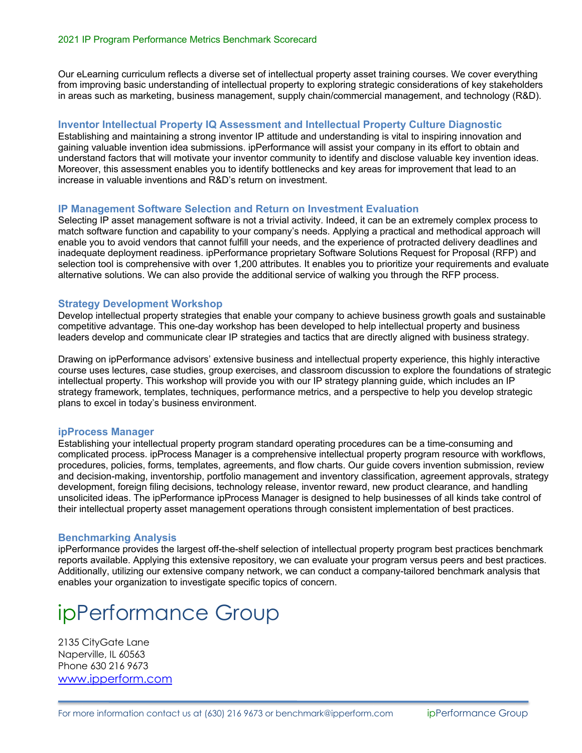Our eLearning curriculum reflects a diverse set of intellectual property asset training courses. We cover everything from improving basic understanding of intellectual property to exploring strategic considerations of key stakeholders in areas such as marketing, business management, supply chain/commercial management, and technology (R&D).

### Inventor Intellectual Property IQ Assessment and Intellectual Property Culture Diagnostic

Establishing and maintaining a strong inventor IP attitude and understanding is vital to inspiring innovation and gaining valuable invention idea submissions. ipPerformance will assist your company in its effort to obtain and understand factors that will motivate your inventor community to identify and disclose valuable key invention ideas. Moreover, this assessment enables you to identify bottlenecks and key areas for improvement that lead to an increase in valuable inventions and R&D's return on investment.

### IP Management Software Selection and Return on Investment Evaluation

Selecting IP asset management software is not a trivial activity. Indeed, it can be an extremely complex process to match software function and capability to your company's needs. Applying a practical and methodical approach will enable you to avoid vendors that cannot fulfill your needs, and the experience of protracted delivery deadlines and inadequate deployment readiness. ipPerformance proprietary Software Solutions Request for Proposal (RFP) and selection tool is comprehensive with over 1,200 attributes. It enables you to prioritize your requirements and evaluate alternative solutions. We can also provide the additional service of walking you through the RFP process.

### Strategy Development Workshop

Develop intellectual property strategies that enable your company to achieve business growth goals and sustainable competitive advantage. This one-day workshop has been developed to help intellectual property and business leaders develop and communicate clear IP strategies and tactics that are directly aligned with business strategy.

Drawing on ipPerformance advisors' extensive business and intellectual property experience, this highly interactive course uses lectures, case studies, group exercises, and classroom discussion to explore the foundations of strategic intellectual property. This workshop will provide you with our IP strategy planning guide, which includes an IP strategy framework, templates, techniques, performance metrics, and a perspective to help you develop strategic plans to excel in today's business environment.

### ipProcess Manager

Establishing your intellectual property program standard operating procedures can be a time-consuming and complicated process. ipProcess Manager is a comprehensive intellectual property program resource with workflows, procedures, policies, forms, templates, agreements, and flow charts. Our guide covers invention submission, review and decision-making, inventorship, portfolio management and inventory classification, agreement approvals, strategy development, foreign filing decisions, technology release, inventor reward, new product clearance, and handling unsolicited ideas. The ipPerformance ipProcess Manager is designed to help businesses of all kinds take control of their intellectual property asset management operations through consistent implementation of best practices.

### Benchmarking Analysis

ipPerformance provides the largest off-the-shelf selection of intellectual property program best practices benchmark reports available. Applying this extensive repository, we can evaluate your program versus peers and best practices. Additionally, utilizing our extensive company network, we can conduct a company-tailored benchmark analysis that enables your organization to investigate specific topics of concern.

# ipPerformance Group

2135 CityGate Lane
Naperville, IL 60563
Phone 630 216 9673
www.ipperform.com